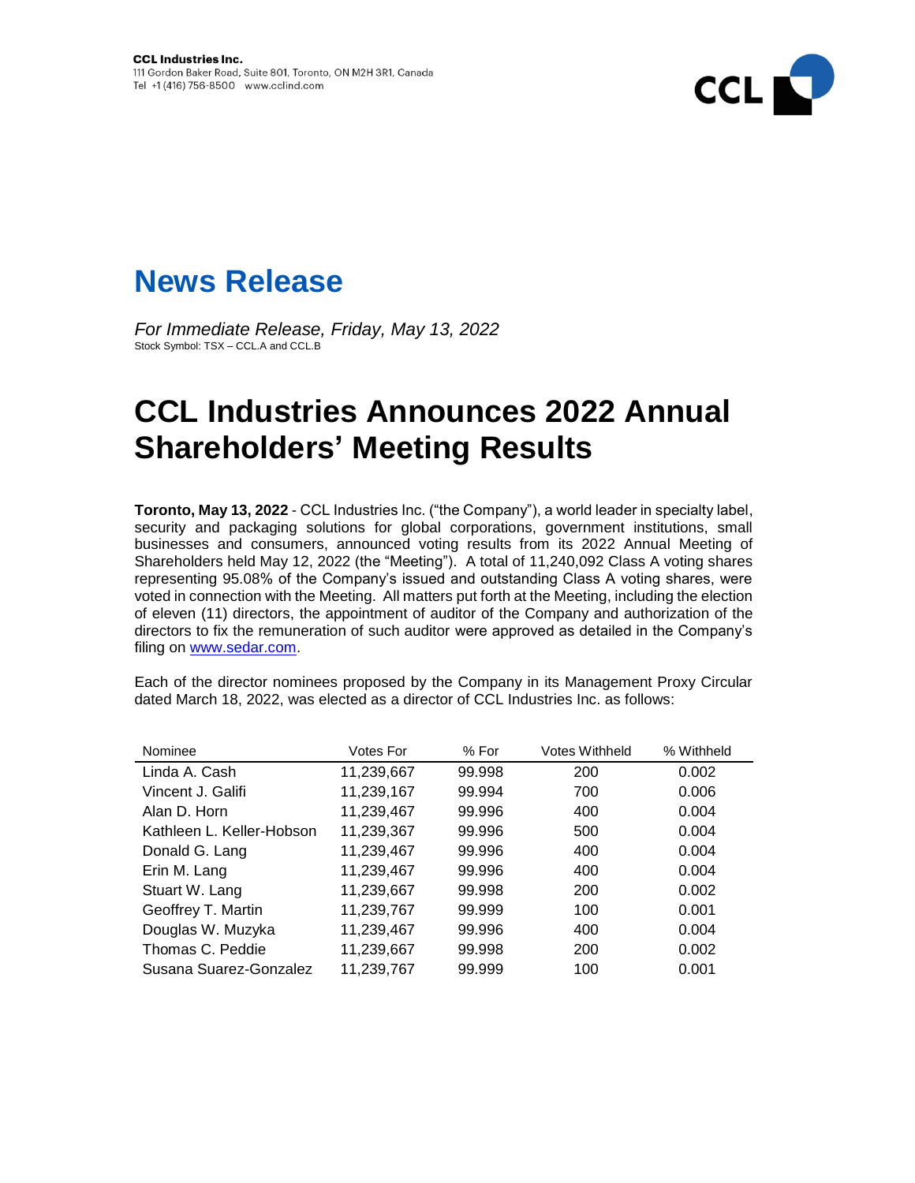CCL Industries Inc.
111 Gordon Baker Road, Suite 801, Toronto, ON M2H 3R1, Canada
Tel +1 (416) 756-8500 www.cclind.com

# News Release

*For Immediate Release, Friday, May 13, 2022*
Stock Symbol: TSX – CCL.A and CCL.B

# CCL Industries Announces 2022 Annual Shareholders' Meeting Results

**Toronto, May 13, 2022** - CCL Industries Inc. ("the Company"), a world leader in specialty label, security and packaging solutions for global corporations, government institutions, small businesses and consumers, announced voting results from its 2022 Annual Meeting of Shareholders held May 12, 2022 (the "Meeting"). A total of 11,240,092 Class A voting shares representing 95.08% of the Company's issued and outstanding Class A voting shares, were voted in connection with the Meeting. All matters put forth at the Meeting, including the election of eleven (11) directors, the appointment of auditor of the Company and authorization of the directors to fix the remuneration of such auditor were approved as detailed in the Company's filing on www.sedar.com.

Each of the director nominees proposed by the Company in its Management Proxy Circular dated March 18, 2022, was elected as a director of CCL Industries Inc. as follows:

| Nominee | Votes For | % For | Votes Withheld | % Withheld |
|---|---|---|---|---|
| Linda A. Cash | 11,239,667 | 99.998 | 200 | 0.002 |
| Vincent J. Galifi | 11,239,167 | 99.994 | 700 | 0.006 |
| Alan D. Horn | 11,239,467 | 99.996 | 400 | 0.004 |
| Kathleen L. Keller-Hobson | 11,239,367 | 99.996 | 500 | 0.004 |
| Donald G. Lang | 11,239,467 | 99.996 | 400 | 0.004 |
| Erin M. Lang | 11,239,467 | 99.996 | 400 | 0.004 |
| Stuart W. Lang | 11,239,667 | 99.998 | 200 | 0.002 |
| Geoffrey T. Martin | 11,239,767 | 99.999 | 100 | 0.001 |
| Douglas W. Muzyka | 11,239,467 | 99.996 | 400 | 0.004 |
| Thomas C. Peddie | 11,239,667 | 99.998 | 200 | 0.002 |
| Susana Suarez-Gonzalez | 11,239,767 | 99.999 | 100 | 0.001 |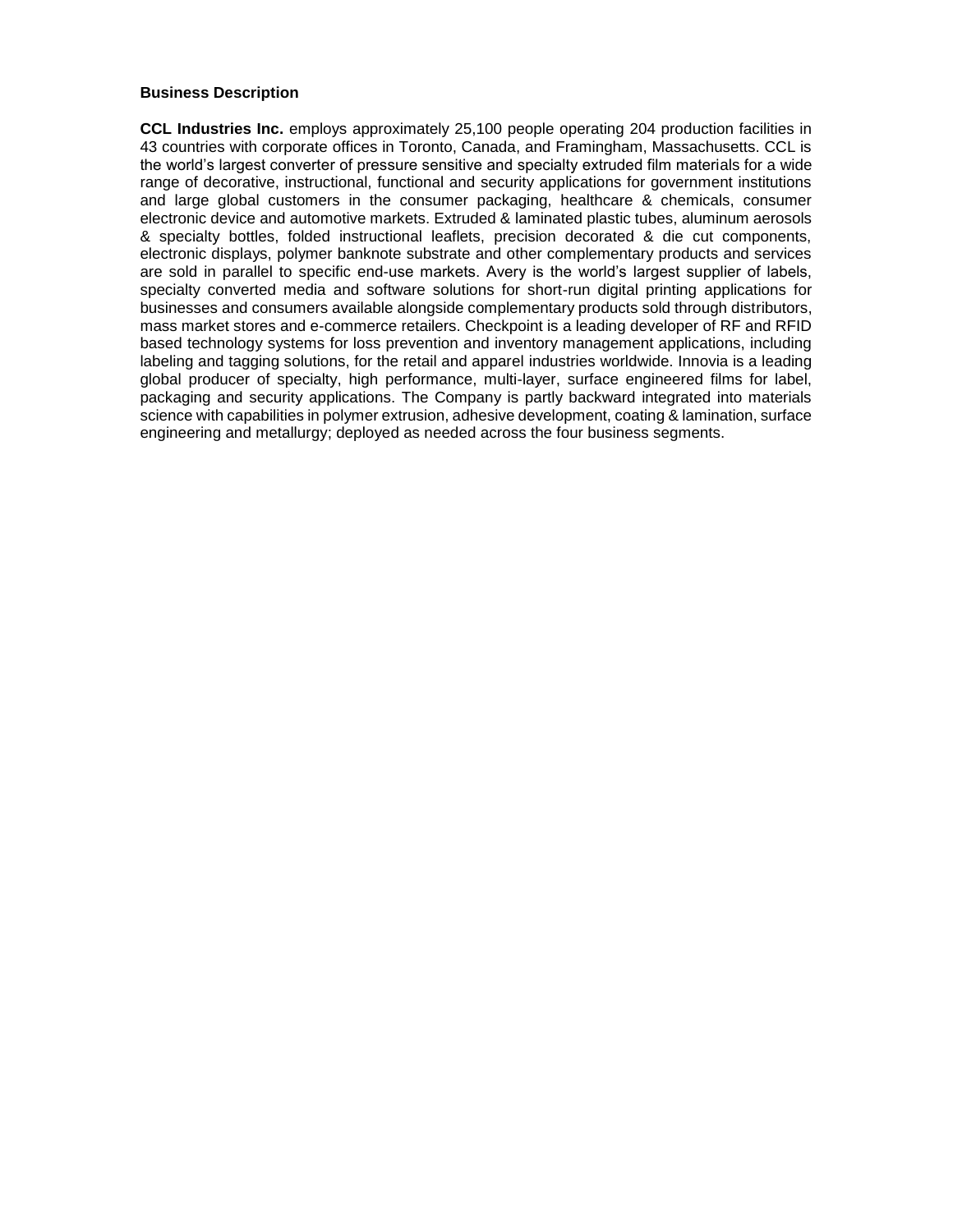**Business Description**

**CCL Industries Inc.** employs approximately 25,100 people operating 204 production facilities in 43 countries with corporate offices in Toronto, Canada, and Framingham, Massachusetts. CCL is the world's largest converter of pressure sensitive and specialty extruded film materials for a wide range of decorative, instructional, functional and security applications for government institutions and large global customers in the consumer packaging, healthcare & chemicals, consumer electronic device and automotive markets. Extruded & laminated plastic tubes, aluminum aerosols & specialty bottles, folded instructional leaflets, precision decorated & die cut components, electronic displays, polymer banknote substrate and other complementary products and services are sold in parallel to specific end-use markets. Avery is the world's largest supplier of labels, specialty converted media and software solutions for short-run digital printing applications for businesses and consumers available alongside complementary products sold through distributors, mass market stores and e-commerce retailers. Checkpoint is a leading developer of RF and RFID based technology systems for loss prevention and inventory management applications, including labeling and tagging solutions, for the retail and apparel industries worldwide. Innovia is a leading global producer of specialty, high performance, multi-layer, surface engineered films for label, packaging and security applications. The Company is partly backward integrated into materials science with capabilities in polymer extrusion, adhesive development, coating & lamination, surface engineering and metallurgy; deployed as needed across the four business segments.